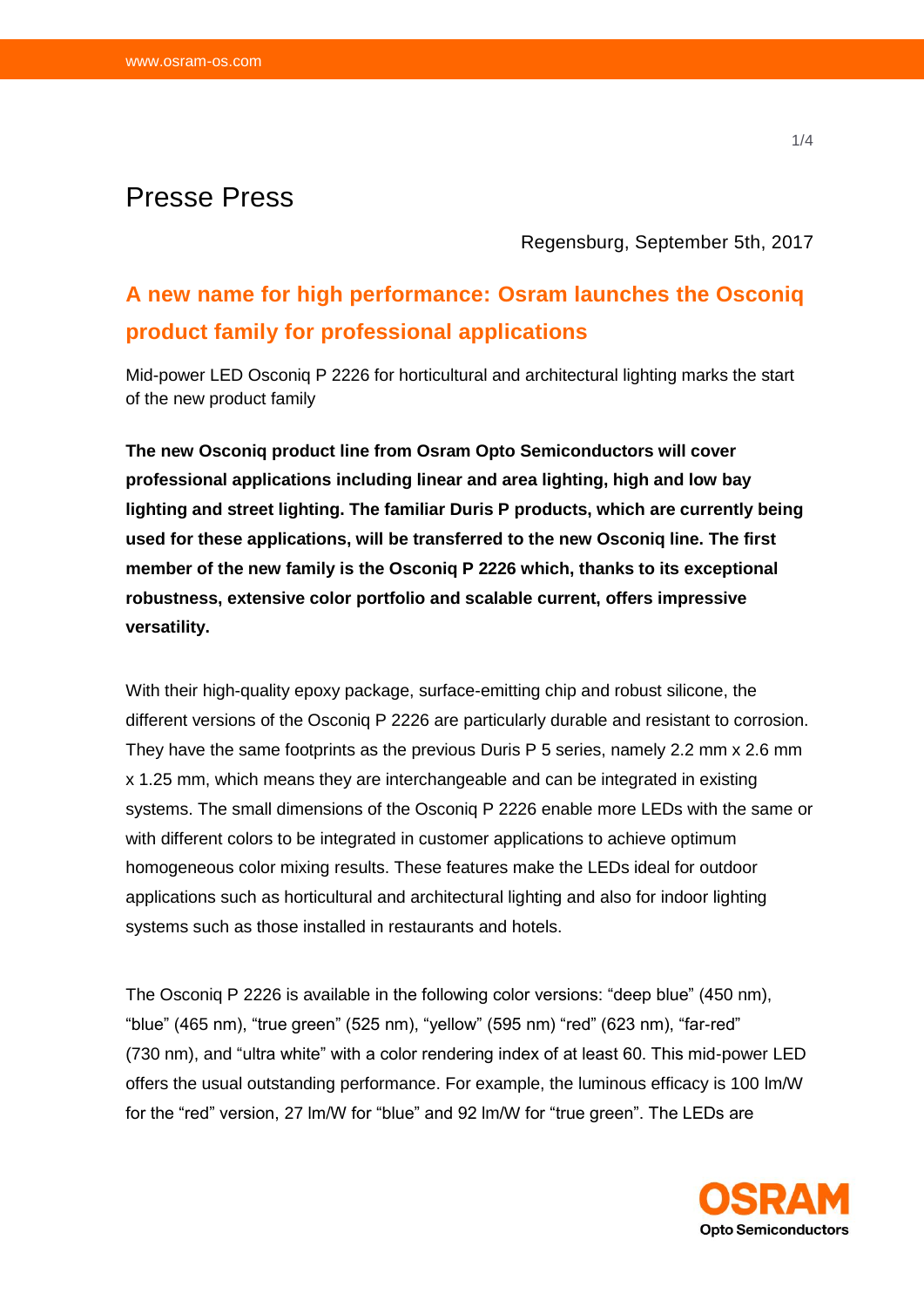# Presse Press

Regensburg, September 5th, 2017

## A new name for high performance: Osram launches the Osconiq product family for professional applications

Mid-power LED Osconiq P 2226 for horticultural and architectural lighting marks the start of the new product family

**The new Osconiq product line from Osram Opto Semiconductors will cover professional applications including linear and area lighting, high and low bay lighting and street lighting. The familiar Duris P products, which are currently being used for these applications, will be transferred to the new Osconiq line. The first member of the new family is the Osconiq P 2226 which, thanks to its exceptional robustness, extensive color portfolio and scalable current, offers impressive versatility.**

With their high-quality epoxy package, surface-emitting chip and robust silicone, the different versions of the Osconiq P 2226 are particularly durable and resistant to corrosion. They have the same footprints as the previous Duris P 5 series, namely 2.2 mm x 2.6 mm x 1.25 mm, which means they are interchangeable and can be integrated in existing systems. The small dimensions of the Osconiq P 2226 enable more LEDs with the same or with different colors to be integrated in customer applications to achieve optimum homogeneous color mixing results. These features make the LEDs ideal for outdoor applications such as horticultural and architectural lighting and also for indoor lighting systems such as those installed in restaurants and hotels.

The Osconiq P 2226 is available in the following color versions: “deep blue” (450 nm), “blue” (465 nm), “true green” (525 nm), “yellow” (595 nm) “red” (623 nm), “far-red” (730 nm), and “ultra white” with a color rendering index of at least 60. This mid-power LED offers the usual outstanding performance. For example, the luminous efficacy is 100 lm/W for the “red” version, 27 lm/W for “blue” and 92 lm/W for “true green”. The LEDs are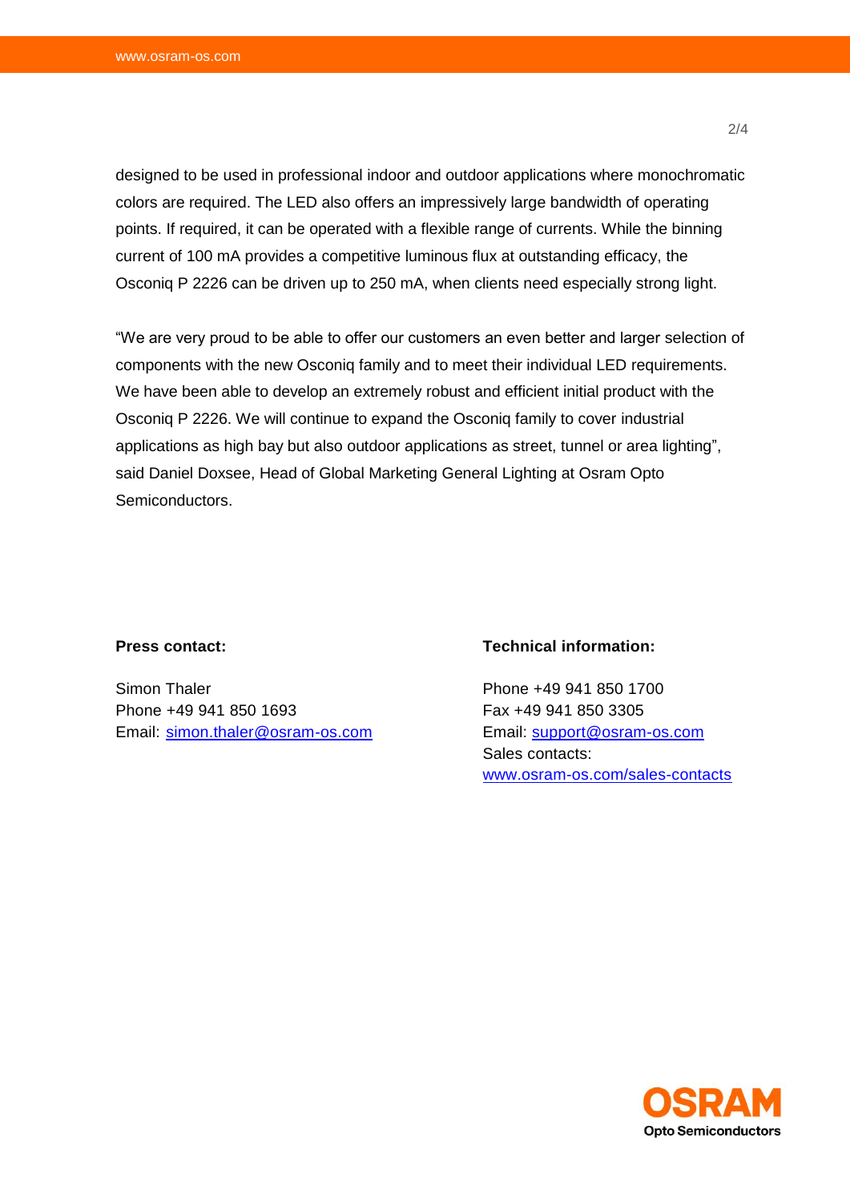designed to be used in professional indoor and outdoor applications where monochromatic colors are required. The LED also offers an impressively large bandwidth of operating points. If required, it can be operated with a flexible range of currents. While the binning current of 100 mA provides a competitive luminous flux at outstanding efficacy, the Osconiq P 2226 can be driven up to 250 mA, when clients need especially strong light.

“We are very proud to be able to offer our customers an even better and larger selection of components with the new Osconiq family and to meet their individual LED requirements. We have been able to develop an extremely robust and efficient initial product with the Osconiq P 2226. We will continue to expand the Osconiq family to cover industrial applications as high bay but also outdoor applications as street, tunnel or area lighting”, said Daniel Doxsee, Head of Global Marketing General Lighting at Osram Opto Semiconductors.

**Press contact:**

Simon Thaler
Phone +49 941 850 1693
Email: simon.thaler@osram-os.com

**Technical information:**

Phone +49 941 850 1700
Fax +49 941 850 3305
Email: support@osram-os.com
Sales contacts:
www.osram-os.com/sales-contacts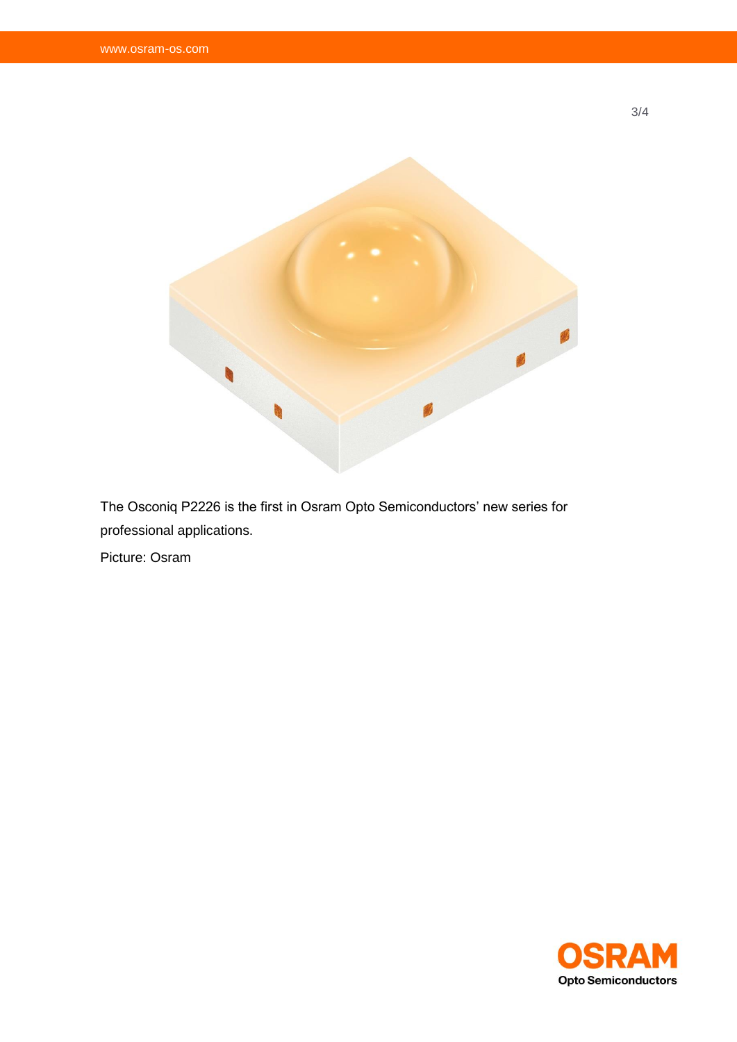The Osconiq P2226 is the first in Osram Opto Semiconductors’ new series for professional applications.

Picture: Osram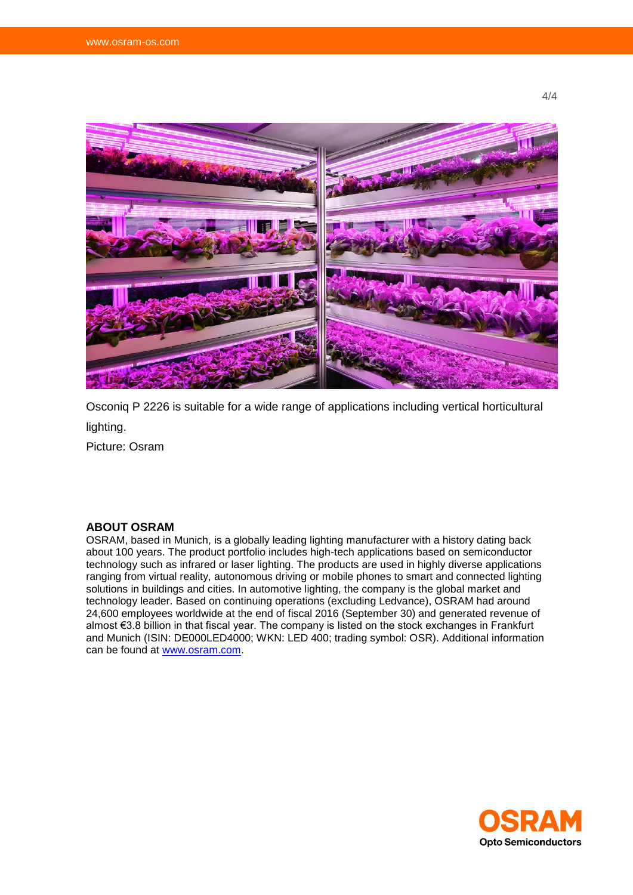Osconiq P 2226 is suitable for a wide range of applications including vertical horticultural lighting.

Picture: Osram

**ABOUT OSRAM**

OSRAM, based in Munich, is a globally leading lighting manufacturer with a history dating back about 100 years. The product portfolio includes high-tech applications based on semiconductor technology such as infrared or laser lighting. The products are used in highly diverse applications ranging from virtual reality, autonomous driving or mobile phones to smart and connected lighting solutions in buildings and cities. In automotive lighting, the company is the global market and technology leader. Based on continuing operations (excluding Ledvance), OSRAM had around 24,600 employees worldwide at the end of fiscal 2016 (September 30) and generated revenue of almost €3.8 billion in that fiscal year. The company is listed on the stock exchanges in Frankfurt and Munich (ISIN: DE000LED4000; WKN: LED 400; trading symbol: OSR). Additional information can be found at [www.osram.com](http://www.osram.com).